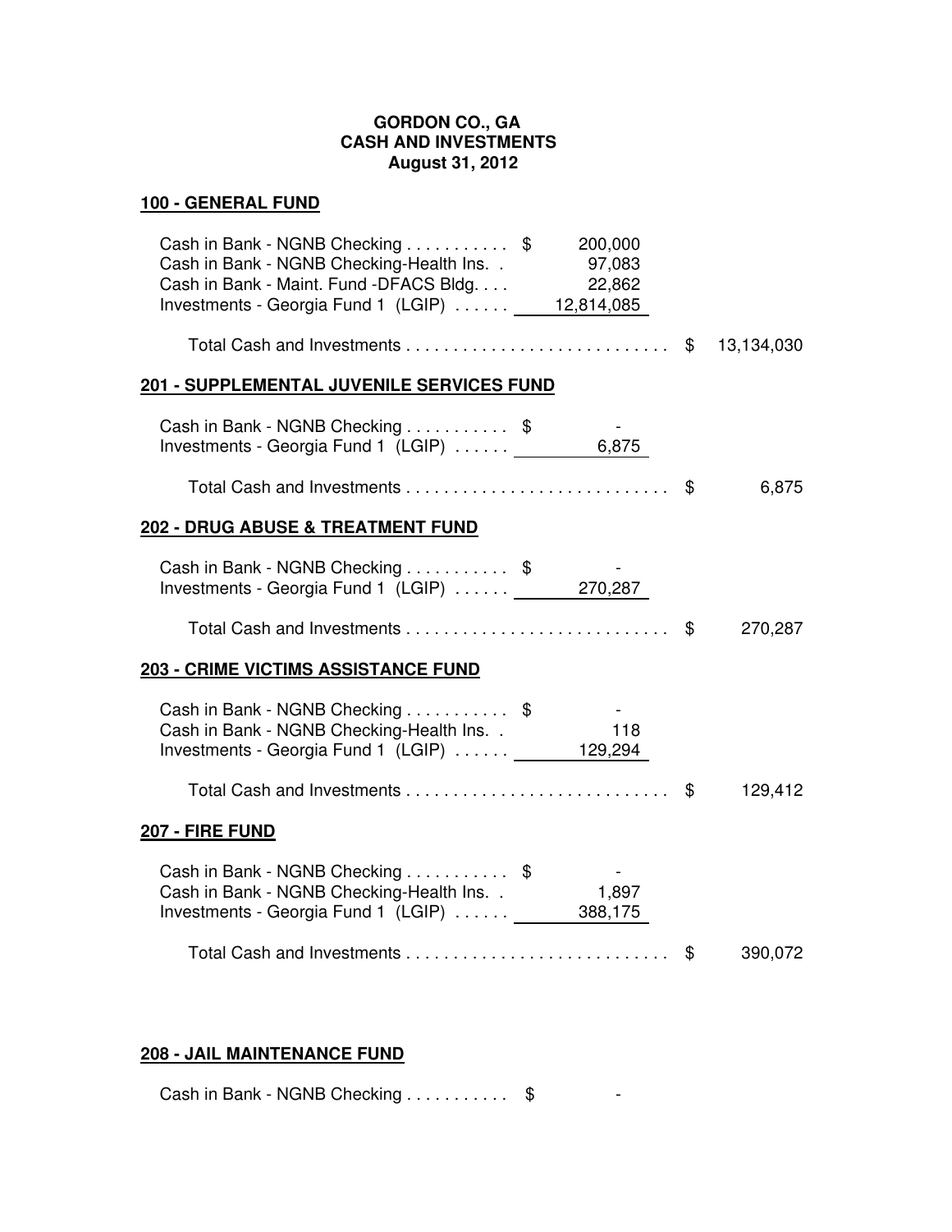**GORDON CO., GA**
**CASH AND INVESTMENTS**
**August 31, 2012**

## 100 - GENERAL FUND

| | | | |
|---|---|---|---|
| Cash in Bank - NGNB Checking | $ 200,000 | | |
| Cash in Bank - NGNB Checking-Health Ins. | 97,083 | | |
| Cash in Bank - Maint. Fund -DFACS Bldg. | 22,862 | | |
| Investments - Georgia Fund 1 (LGIP) | 12,814,085 | | |
| Total Cash and Investments | | $ | 13,134,030 |

## 201 - SUPPLEMENTAL JUVENILE SERVICES FUND

| | | | |
|---|---|---|---|
| Cash in Bank - NGNB Checking | $ - | | |
| Investments - Georgia Fund 1 (LGIP) | 6,875 | | |
| Total Cash and Investments | | $ | 6,875 |

## 202 - DRUG ABUSE & TREATMENT FUND

| | | | |
|---|---|---|---|
| Cash in Bank - NGNB Checking | $ - | | |
| Investments - Georgia Fund 1 (LGIP) | 270,287 | | |
| Total Cash and Investments | | $ | 270,287 |

## 203 - CRIME VICTIMS ASSISTANCE FUND

| | | | |
|---|---|---|---|
| Cash in Bank - NGNB Checking | $ - | | |
| Cash in Bank - NGNB Checking-Health Ins. | 118 | | |
| Investments - Georgia Fund 1 (LGIP) | 129,294 | | |
| Total Cash and Investments | | $ | 129,412 |

## 207 - FIRE FUND

| | | | |
|---|---|---|---|
| Cash in Bank - NGNB Checking | $ - | | |
| Cash in Bank - NGNB Checking-Health Ins. | 1,897 | | |
| Investments - Georgia Fund 1 (LGIP) | 388,175 | | |
| Total Cash and Investments | | $ | 390,072 |

## 208 - JAIL MAINTENANCE FUND

| | |
|---|---|
| Cash in Bank - NGNB Checking | $ - |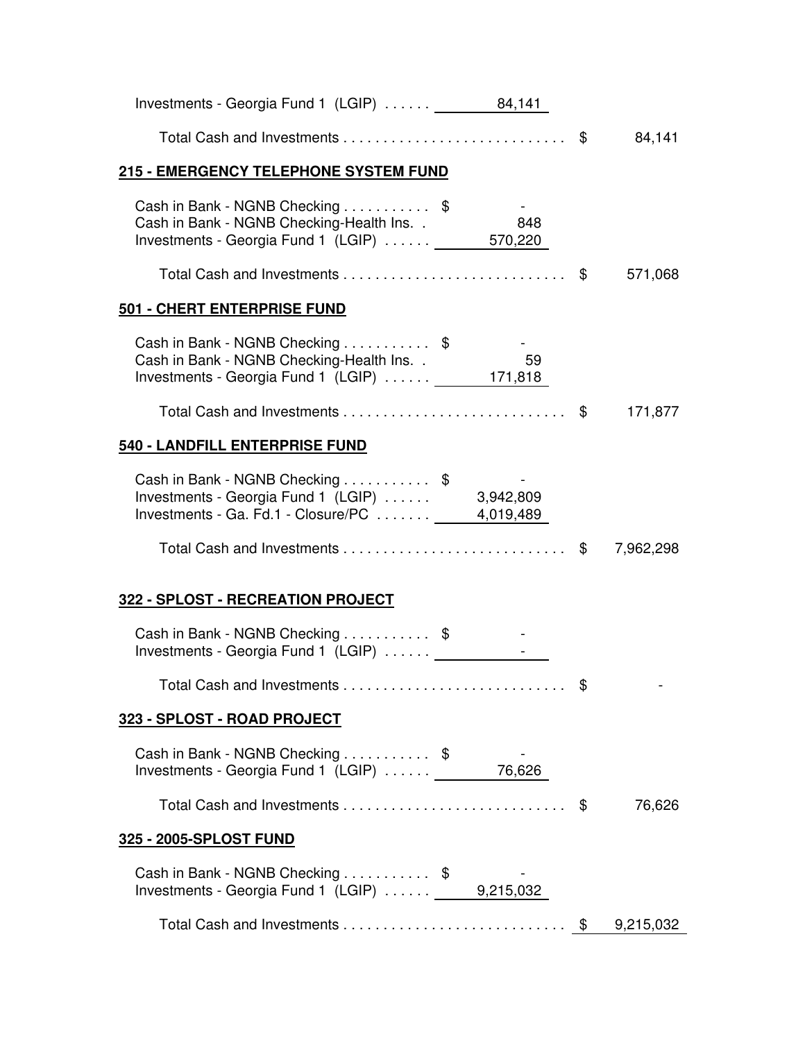| | | | |
|---|---|---|---|
| Investments - Georgia Fund 1 (LGIP) | 84,141 | | |
| Total Cash and Investments | | $ | 84,141 |

**215 - EMERGENCY TELEPHONE SYSTEM FUND**

| | | | |
|---|---|---|---|
| Cash in Bank - NGNB Checking | $ - | | |
| Cash in Bank - NGNB Checking-Health Ins. | 848 | | |
| Investments - Georgia Fund 1 (LGIP) | 570,220 | | |
| Total Cash and Investments | | $ | 571,068 |

**501 - CHERT ENTERPRISE FUND**

| | | | |
|---|---|---|---|
| Cash in Bank - NGNB Checking | $ - | | |
| Cash in Bank - NGNB Checking-Health Ins. | 59 | | |
| Investments - Georgia Fund 1 (LGIP) | 171,818 | | |
| Total Cash and Investments | | $ | 171,877 |

**540 - LANDFILL ENTERPRISE FUND**

| | | | |
|---|---|---|---|
| Cash in Bank - NGNB Checking | $ - | | |
| Investments - Georgia Fund 1 (LGIP) | 3,942,809 | | |
| Investments - Ga. Fd.1 - Closure/PC | 4,019,489 | | |
| Total Cash and Investments | | $ | 7,962,298 |

**322 - SPLOST - RECREATION PROJECT**

| | | | |
|---|---|---|---|
| Cash in Bank - NGNB Checking | $ - | | |
| Investments - Georgia Fund 1 (LGIP) | - | | |
| Total Cash and Investments | | $ | - |

**323 - SPLOST - ROAD PROJECT**

| | | | |
|---|---|---|---|
| Cash in Bank - NGNB Checking | $ - | | |
| Investments - Georgia Fund 1 (LGIP) | 76,626 | | |
| Total Cash and Investments | | $ | 76,626 |

**325 - 2005-SPLOST FUND**

| | | | |
|---|---|---|---|
| Cash in Bank - NGNB Checking | $ - | | |
| Investments - Georgia Fund 1 (LGIP) | 9,215,032 | | |
| Total Cash and Investments | | $ | 9,215,032 |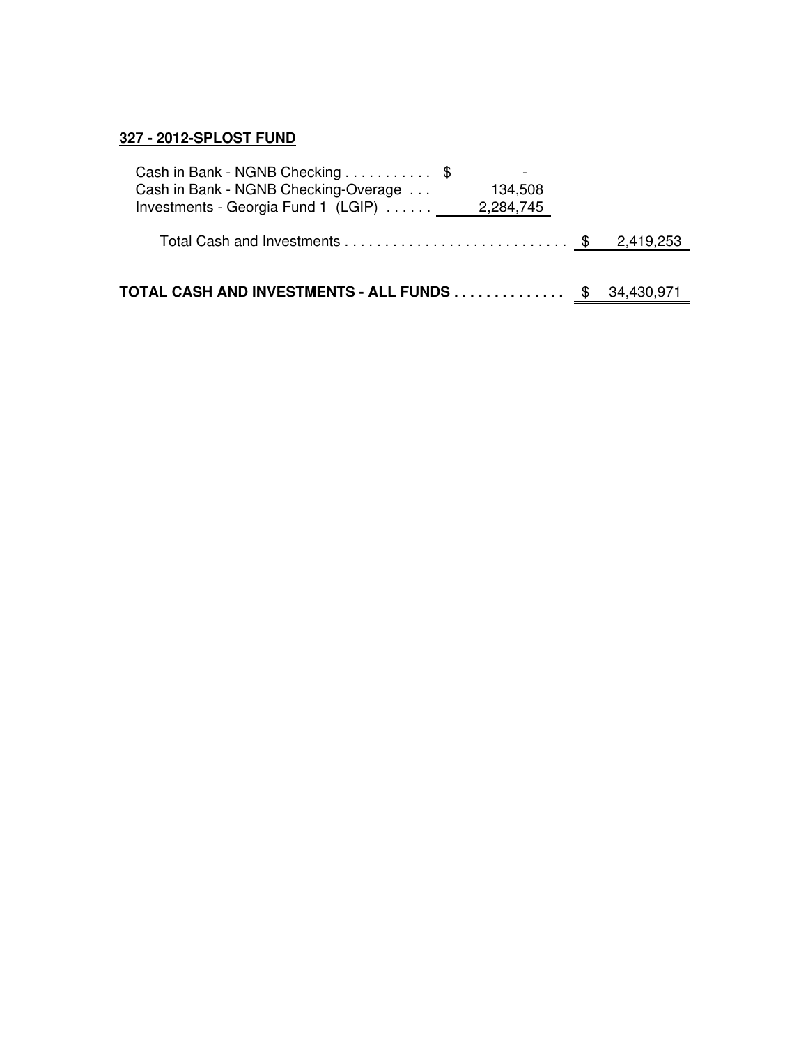**327 - 2012-SPLOST FUND**

| | | | |
|---|---|---|---|
| Cash in Bank - NGNB Checking . . . . . . . . . . . | $ - | | |
| Cash in Bank - NGNB Checking-Overage . . . | 134,508 | | |
| Investments - Georgia Fund 1 (LGIP) . . . . . . | 2,284,745 | | |
| Total Cash and Investments . . . . . . . . . . . . . . . . . . . . . . . . . . . . | | $ | 2,419,253 |
| **TOTAL CASH AND INVESTMENTS - ALL FUNDS . . . . . . . . . . . . . .** | | $ | 34,430,971 |